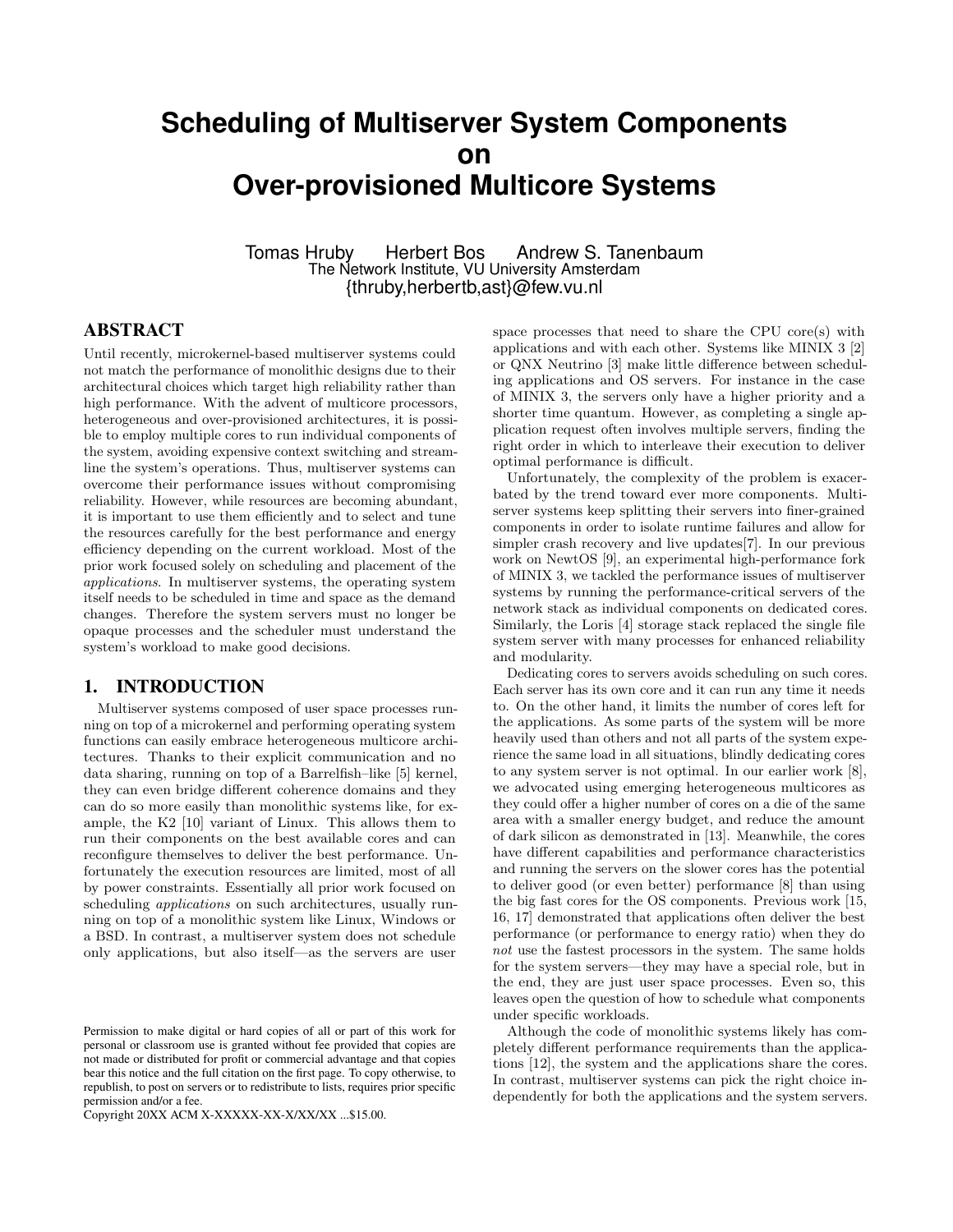# Scheduling of Multiserver System Components on Over-provisioned Multicore Systems

Tomas Hruby   Herbert Bos   Andrew S. Tanenbaum
The Network Institute, VU University Amsterdam
{thruby,herbertb,ast}@few.vu.nl

## ABSTRACT

Until recently, microkernel-based multiserver systems could not match the performance of monolithic designs due to their architectural choices which target high reliability rather than high performance. With the advent of multicore processors, heterogeneous and over-provisioned architectures, it is possible to employ multiple cores to run individual components of the system, avoiding expensive context switching and streamline the system's operations. Thus, multiserver systems can overcome their performance issues without compromising reliability. However, while resources are becoming abundant, it is important to use them efficiently and to select and tune the resources carefully for the best performance and energy efficiency depending on the current workload. Most of the prior work focused solely on scheduling and placement of the *applications*. In multiserver systems, the operating system itself needs to be scheduled in time and space as the demand changes. Therefore the system servers must no longer be opaque processes and the scheduler must understand the system's workload to make good decisions.

## 1. INTRODUCTION

Multiserver systems composed of user space processes running on top of a microkernel and performing operating system functions can easily embrace heterogeneous multicore architectures. Thanks to their explicit communication and no data sharing, running on top of a Barrelfish–like [5] kernel, they can even bridge different coherence domains and they can do so more easily than monolithic systems like, for example, the K2 [10] variant of Linux. This allows them to run their components on the best available cores and can reconfigure themselves to deliver the best performance. Unfortunately the execution resources are limited, most of all by power constraints. Essentially all prior work focused on scheduling *applications* on such architectures, usually running on top of a monolithic system like Linux, Windows or a BSD. In contrast, a multiserver system does not schedule only applications, but also itself—as the servers are user space processes that need to share the CPU core(s) with applications and with each other. Systems like MINIX 3 [2] or QNX Neutrino [3] make little difference between scheduling applications and OS servers. For instance in the case of MINIX 3, the servers only have a higher priority and a shorter time quantum. However, as completing a single application request often involves multiple servers, finding the right order in which to interleave their execution to deliver optimal performance is difficult.

Unfortunately, the complexity of the problem is exacerbated by the trend toward ever more components. Multiserver systems keep splitting their servers into finer-grained components in order to isolate runtime failures and allow for simpler crash recovery and live updates[7]. In our previous work on NewtOS [9], an experimental high-performance fork of MINIX 3, we tackled the performance issues of multiserver systems by running the performance-critical servers of the network stack as individual components on dedicated cores. Similarly, the Loris [4] storage stack replaced the single file system server with many processes for enhanced reliability and modularity.

Dedicating cores to servers avoids scheduling on such cores. Each server has its own core and it can run any time it needs to. On the other hand, it limits the number of cores left for the applications. As some parts of the system will be more heavily used than others and not all parts of the system experience the same load in all situations, blindly dedicating cores to any system server is not optimal. In our earlier work [8], we advocated using emerging heterogeneous multicores as they could offer a higher number of cores on a die of the same area with a smaller energy budget, and reduce the amount of dark silicon as demonstrated in [13]. Meanwhile, the cores have different capabilities and performance characteristics and running the servers on the slower cores has the potential to deliver good (or even better) performance [8] than using the big fast cores for the OS components. Previous work [15, 16, 17] demonstrated that applications often deliver the best performance (or performance to energy ratio) when they do *not* use the fastest processors in the system. The same holds for the system servers—they may have a special role, but in the end, they are just user space processes. Even so, this leaves open the question of how to schedule what components under specific workloads.

Although the code of monolithic systems likely has completely different performance requirements than the applications [12], the system and the applications share the cores. In contrast, multiserver systems can pick the right choice independently for both the applications and the system servers.

Permission to make digital or hard copies of all or part of this work for personal or classroom use is granted without fee provided that copies are not made or distributed for profit or commercial advantage and that copies bear this notice and the full citation on the first page. To copy otherwise, to republish, to post on servers or to redistribute to lists, requires prior specific permission and/or a fee.
Copyright 20XX ACM X-XXXXX-XX-X/XX/XX ...$15.00.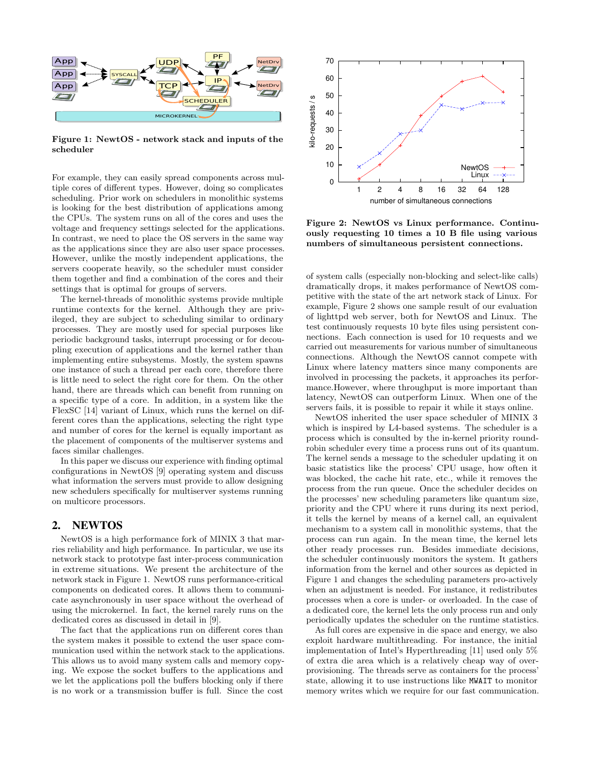Figure 1: NewtOS - network stack and inputs of the scheduler

For example, they can easily spread components across multiple cores of different types. However, doing so complicates scheduling. Prior work on schedulers in monolithic systems is looking for the best distribution of applications among the CPUs. The system runs on all of the cores and uses the voltage and frequency settings selected for the applications. In contrast, we need to place the OS servers in the same way as the applications since they are also user space processes. However, unlike the mostly independent applications, the servers cooperate heavily, so the scheduler must consider them together and find a combination of the cores and their settings that is optimal for groups of servers.

The kernel-threads of monolithic systems provide multiple runtime contexts for the kernel. Although they are privileged, they are subject to scheduling similar to ordinary processes. They are mostly used for special purposes like periodic background tasks, interrupt processing or for decoupling execution of applications and the kernel rather than implementing entire subsystems. Mostly, the system spawns one instance of such a thread per each core, therefore there is little need to select the right core for them. On the other hand, there are threads which can benefit from running on a specific type of a core. In addition, in a system like the FlexSC [14] variant of Linux, which runs the kernel on different cores than the applications, selecting the right type and number of cores for the kernel is equally important as the placement of components of the multiserver systems and faces similar challenges.

In this paper we discuss our experience with finding optimal configurations in NewtOS [9] operating system and discuss what information the servers must provide to allow designing new schedulers specifically for multiserver systems running on multicore processors.

## 2. NEWTOS

NewtOS is a high performance fork of MINIX 3 that marries reliability and high performance. In particular, we use its network stack to prototype fast inter-process communication in extreme situations. We present the architecture of the network stack in Figure 1. NewtOS runs performance-critical components on dedicated cores. It allows them to communicate asynchronously in user space without the overhead of using the microkernel. In fact, the kernel rarely runs on the dedicated cores as discussed in detail in [9].

The fact that the applications run on different cores than the system makes it possible to extend the user space communication used within the network stack to the applications. This allows us to avoid many system calls and memory copying. We expose the socket buffers to the applications and we let the applications poll the buffers blocking only if there is no work or a transmission buffer is full. Since the cost of system calls (especially non-blocking and select-like calls) dramatically drops, it makes performance of NewtOS competitive with the state of the art network stack of Linux. For example, Figure 2 shows one sample result of our evaluation of lighttpd web server, both for NewtOS and Linux. The test continuously requests 10 byte files using persistent connections. Each connection is used for 10 requests and we carried out measurements for various number of simultaneous connections. Although the NewtOS cannot compete with Linux where latency matters since many components are involved in processing the packets, it approaches its performance.However, where throughput is more important than latency, NewtOS can outperform Linux. When one of the servers fails, it is possible to repair it while it stays online.

Figure 2: NewtOS vs Linux performance. Continuously requesting 10 times a 10 B file using various numbers of simultaneous persistent connections.

NewtOS inherited the user space scheduler of MINIX 3 which is inspired by L4-based systems. The scheduler is a process which is consulted by the in-kernel priority round-robin scheduler every time a process runs out of its quantum. The kernel sends a message to the scheduler updating it on basic statistics like the process' CPU usage, how often it was blocked, the cache hit rate, etc., while it removes the process from the run queue. Once the scheduler decides on the processes' new scheduling parameters like quantum size, priority and the CPU where it runs during its next period, it tells the kernel by means of a kernel call, an equivalent mechanism to a system call in monolithic systems, that the process can run again. In the mean time, the kernel lets other ready processes run. Besides immediate decisions, the scheduler continuously monitors the system. It gathers information from the kernel and other sources as depicted in Figure 1 and changes the scheduling parameters pro-actively when an adjustment is needed. For instance, it redistributes processes when a core is under- or overloaded. In the case of a dedicated core, the kernel lets the only process run and only periodically updates the scheduler on the runtime statistics.

As full cores are expensive in die space and energy, we also exploit hardware multithreading. For instance, the initial implementation of Intel's Hyperthreading [11] used only 5% of extra die area which is a relatively cheap way of over-provisioning. The threads serve as containers for the process' state, allowing it to use instructions like `MWAIT` to monitor memory writes which we require for our fast communication.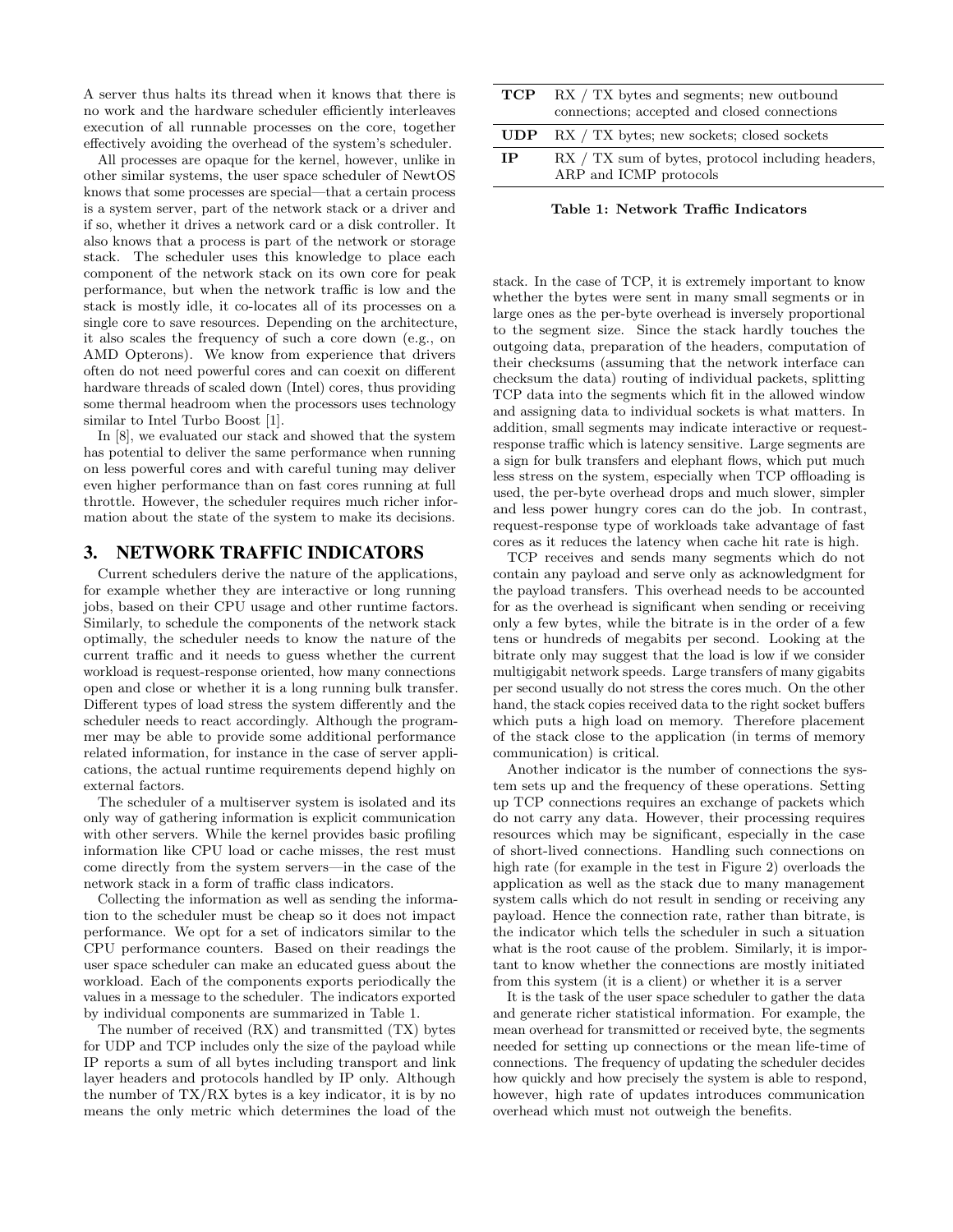A server thus halts its thread when it knows that there is no work and the hardware scheduler efficiently interleaves execution of all runnable processes on the core, together effectively avoiding the overhead of the system's scheduler.

All processes are opaque for the kernel, however, unlike in other similar systems, the user space scheduler of NewtOS knows that some processes are special—that a certain process is a system server, part of the network stack or a driver and if so, whether it drives a network card or a disk controller. It also knows that a process is part of the network or storage stack. The scheduler uses this knowledge to place each component of the network stack on its own core for peak performance, but when the network traffic is low and the stack is mostly idle, it co-locates all of its processes on a single core to save resources. Depending on the architecture, it also scales the frequency of such a core down (e.g., on AMD Opterons). We know from experience that drivers often do not need powerful cores and can coexit on different hardware threads of scaled down (Intel) cores, thus providing some thermal headroom when the processors uses technology similar to Intel Turbo Boost [1].

In [8], we evaluated our stack and showed that the system has potential to deliver the same performance when running on less powerful cores and with careful tuning may deliver even higher performance than on fast cores running at full throttle. However, the scheduler requires much richer information about the state of the system to make its decisions.

## 3. NETWORK TRAFFIC INDICATORS

Current schedulers derive the nature of the applications, for example whether they are interactive or long running jobs, based on their CPU usage and other runtime factors. Similarly, to schedule the components of the network stack optimally, the scheduler needs to know the nature of the current traffic and it needs to guess whether the current workload is request-response oriented, how many connections open and close or whether it is a long running bulk transfer. Different types of load stress the system differently and the scheduler needs to react accordingly. Although the programmer may be able to provide some additional performance related information, for instance in the case of server applications, the actual runtime requirements depend highly on external factors.

The scheduler of a multiserver system is isolated and its only way of gathering information is explicit communication with other servers. While the kernel provides basic profiling information like CPU load or cache misses, the rest must come directly from the system servers—in the case of the network stack in a form of traffic class indicators.

Collecting the information as well as sending the information to the scheduler must be cheap so it does not impact performance. We opt for a set of indicators similar to the CPU performance counters. Based on their readings the user space scheduler can make an educated guess about the workload. Each of the components exports periodically the values in a message to the scheduler. The indicators exported by individual components are summarized in Table 1.

The number of received (RX) and transmitted (TX) bytes for UDP and TCP includes only the size of the payload while IP reports a sum of all bytes including transport and link layer headers and protocols handled by IP only. Although the number of TX/RX bytes is a key indicator, it is by no means the only metric which determines the load of the stack. In the case of TCP, it is extremely important to know whether the bytes were sent in many small segments or in large ones as the per-byte overhead is inversely proportional to the segment size. Since the stack hardly touches the outgoing data, preparation of the headers, computation of their checksums (assuming that the network interface can checksum the data) routing of individual packets, splitting TCP data into the segments which fit in the allowed window and assigning data to individual sockets is what matters. In addition, small segments may indicate interactive or request-response traffic which is latency sensitive. Large segments are a sign for bulk transfers and elephant flows, which put much less stress on the system, especially when TCP offloading is used, the per-byte overhead drops and much slower, simpler and less power hungry cores can do the job. In contrast, request-response type of workloads take advantage of fast cores as it reduces the latency when cache hit rate is high.

| | |
|---|---|
| **TCP** | RX / TX bytes and segments; new outbound connections; accepted and closed connections |
| **UDP** | RX / TX bytes; new sockets; closed sockets |
| **IP** | RX / TX sum of bytes, protocol including headers, ARP and ICMP protocols |

**Table 1: Network Traffic Indicators**

TCP receives and sends many segments which do not contain any payload and serve only as acknowledgment for the payload transfers. This overhead needs to be accounted for as the overhead is significant when sending or receiving only a few bytes, while the bitrate is in the order of a few tens or hundreds of megabits per second. Looking at the bitrate only may suggest that the load is low if we consider multigigabit network speeds. Large transfers of many gigabits per second usually do not stress the cores much. On the other hand, the stack copies received data to the right socket buffers which puts a high load on memory. Therefore placement of the stack close to the application (in terms of memory communication) is critical.

Another indicator is the number of connections the system sets up and the frequency of these operations. Setting up TCP connections requires an exchange of packets which do not carry any data. However, their processing requires resources which may be significant, especially in the case of short-lived connections. Handling such connections on high rate (for example in the test in Figure 2) overloads the application as well as the stack due to many management system calls which do not result in sending or receiving any payload. Hence the connection rate, rather than bitrate, is the indicator which tells the scheduler in such a situation what is the root cause of the problem. Similarly, it is important to know whether the connections are mostly initiated from this system (it is a client) or whether it is a server

It is the task of the user space scheduler to gather the data and generate richer statistical information. For example, the mean overhead for transmitted or received byte, the segments needed for setting up connections or the mean life-time of connections. The frequency of updating the scheduler decides how quickly and how precisely the system is able to respond, however, high rate of updates introduces communication overhead which must not outweigh the benefits.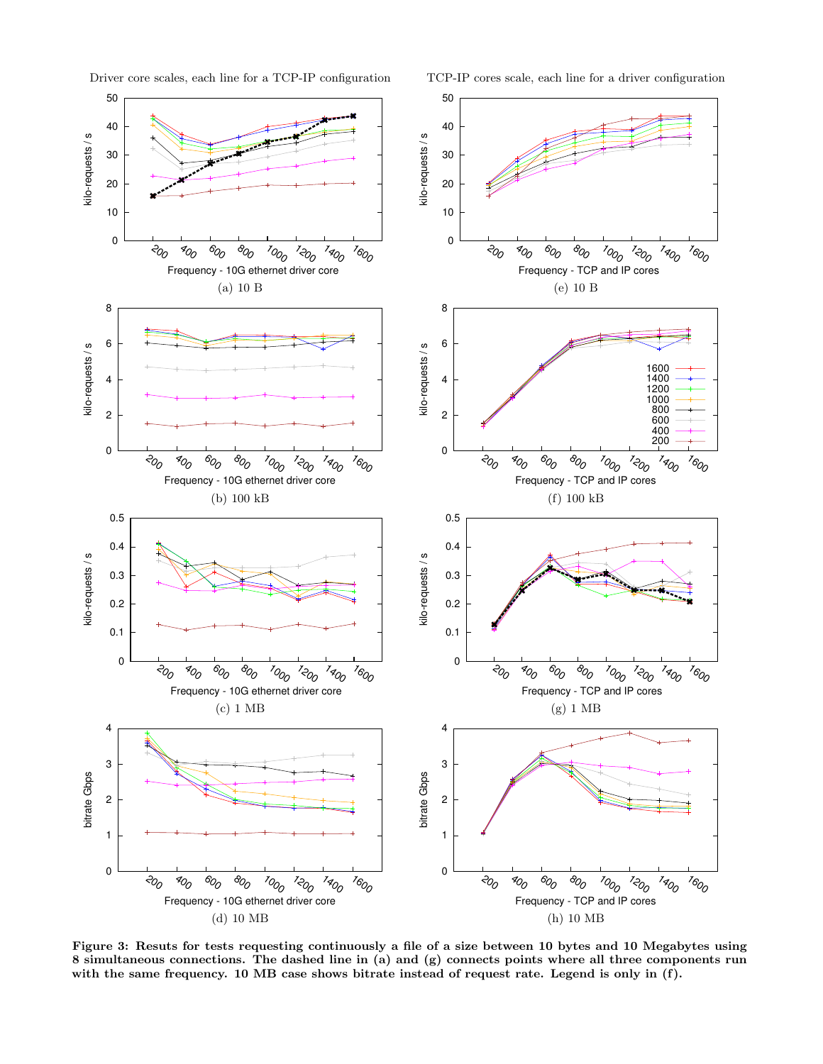Driver core scales, each line for a TCP-IP configuration

TCP-IP cores scale, each line for a driver configuration

(a) 10 B

(e) 10 B

(b) 100 kB

(f) 100 kB

(c) 1 MB

(g) 1 MB

(d) 10 MB

(h) 10 MB

**Figure 3: Resuts for tests requesting continuously a file of a size between 10 bytes and 10 Megabytes using 8 simultaneous connections. The dashed line in (a) and (g) connects points where all three components run with the same frequency. 10 MB case shows bitrate instead of request rate. Legend is only in (f).**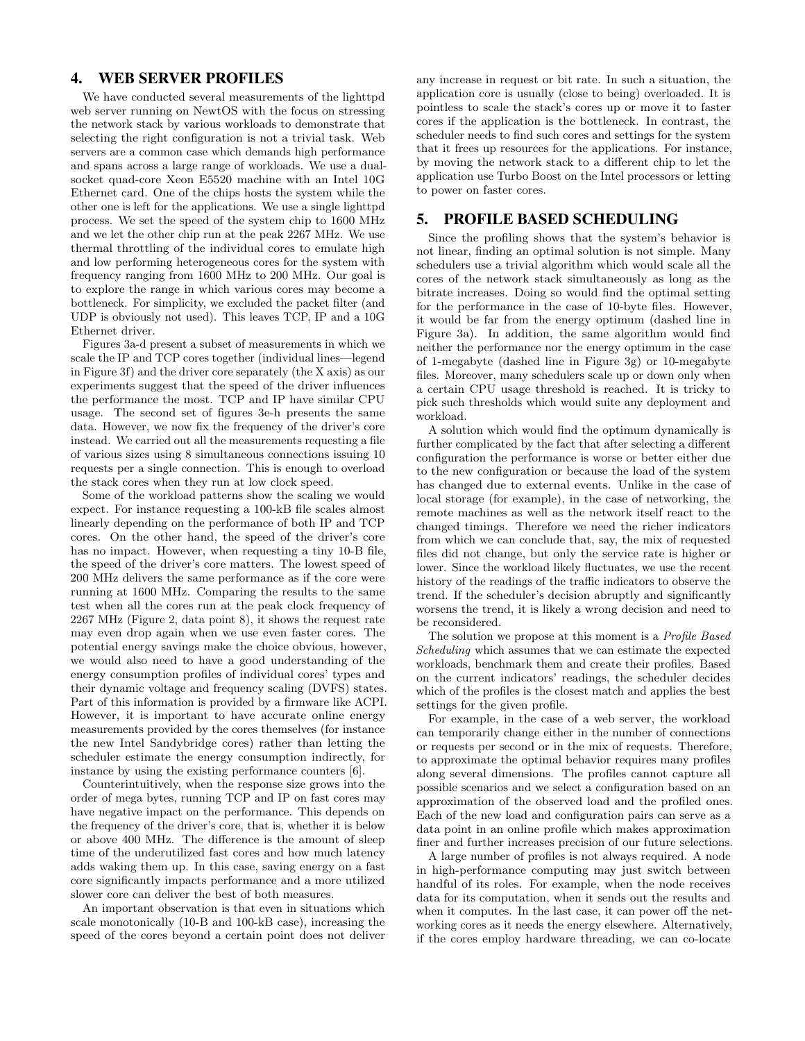## 4. WEB SERVER PROFILES

We have conducted several measurements of the lighttpd web server running on NewtOS with the focus on stressing the network stack by various workloads to demonstrate that selecting the right configuration is not a trivial task. Web servers are a common case which demands high performance and spans across a large range of workloads. We use a dual-socket quad-core Xeon E5520 machine with an Intel 10G Ethernet card. One of the chips hosts the system while the other one is left for the applications. We use a single lighttpd process. We set the speed of the system chip to 1600 MHz and we let the other chip run at the peak 2267 MHz. We use thermal throttling of the individual cores to emulate high and low performing heterogeneous cores for the system with frequency ranging from 1600 MHz to 200 MHz. Our goal is to explore the range in which various cores may become a bottleneck. For simplicity, we excluded the packet filter (and UDP is obviously not used). This leaves TCP, IP and a 10G Ethernet driver.

Figures 3a-d present a subset of measurements in which we scale the IP and TCP cores together (individual lines—legend in Figure 3f) and the driver core separately (the X axis) as our experiments suggest that the speed of the driver influences the performance the most. TCP and IP have similar CPU usage. The second set of figures 3e-h presents the same data. However, we now fix the frequency of the driver's core instead. We carried out all the measurements requesting a file of various sizes using 8 simultaneous connections issuing 10 requests per a single connection. This is enough to overload the stack cores when they run at low clock speed.

Some of the workload patterns show the scaling we would expect. For instance requesting a 100-kB file scales almost linearly depending on the performance of both IP and TCP cores. On the other hand, the speed of the driver's core has no impact. However, when requesting a tiny 10-B file, the speed of the driver's core matters. The lowest speed of 200 MHz delivers the same performance as if the core were running at 1600 MHz. Comparing the results to the same test when all the cores run at the peak clock frequency of 2267 MHz (Figure 2, data point 8), it shows the request rate may even drop again when we use even faster cores. The potential energy savings make the choice obvious, however, we would also need to have a good understanding of the energy consumption profiles of individual cores' types and their dynamic voltage and frequency scaling (DVFS) states. Part of this information is provided by a firmware like ACPI. However, it is important to have accurate online energy measurements provided by the cores themselves (for instance the new Intel Sandybridge cores) rather than letting the scheduler estimate the energy consumption indirectly, for instance by using the existing performance counters [6].

Counterintuitively, when the response size grows into the order of mega bytes, running TCP and IP on fast cores may have negative impact on the performance. This depends on the frequency of the driver's core, that is, whether it is below or above 400 MHz. The difference is the amount of sleep time of the underutilized fast cores and how much latency adds waking them up. In this case, saving energy on a fast core significantly impacts performance and a more utilized slower core can deliver the best of both measures.

An important observation is that even in situations which scale monotonically (10-B and 100-kB case), increasing the speed of the cores beyond a certain point does not deliver any increase in request or bit rate. In such a situation, the application core is usually (close to being) overloaded. It is pointless to scale the stack's cores up or move it to faster cores if the application is the bottleneck. In contrast, the scheduler needs to find such cores and settings for the system that it frees up resources for the applications. For instance, by moving the network stack to a different chip to let the application use Turbo Boost on the Intel processors or letting to power on faster cores.

## 5. PROFILE BASED SCHEDULING

Since the profiling shows that the system's behavior is not linear, finding an optimal solution is not simple. Many schedulers use a trivial algorithm which would scale all the cores of the network stack simultaneously as long as the bitrate increases. Doing so would find the optimal setting for the performance in the case of 10-byte files. However, it would be far from the energy optimum (dashed line in Figure 3a). In addition, the same algorithm would find neither the performance nor the energy optimum in the case of 1-megabyte (dashed line in Figure 3g) or 10-megabyte files. Moreover, many schedulers scale up or down only when a certain CPU usage threshold is reached. It is tricky to pick such thresholds which would suite any deployment and workload.

A solution which would find the optimum dynamically is further complicated by the fact that after selecting a different configuration the performance is worse or better either due to the new configuration or because the load of the system has changed due to external events. Unlike in the case of local storage (for example), in the case of networking, the remote machines as well as the network itself react to the changed timings. Therefore we need the richer indicators from which we can conclude that, say, the mix of requested files did not change, but only the service rate is higher or lower. Since the workload likely fluctuates, we use the recent history of the readings of the traffic indicators to observe the trend. If the scheduler's decision abruptly and significantly worsens the trend, it is likely a wrong decision and need to be reconsidered.

The solution we propose at this moment is a *Profile Based Scheduling* which assumes that we can estimate the expected workloads, benchmark them and create their profiles. Based on the current indicators' readings, the scheduler decides which of the profiles is the closest match and applies the best settings for the given profile.

For example, in the case of a web server, the workload can temporarily change either in the number of connections or requests per second or in the mix of requests. Therefore, to approximate the optimal behavior requires many profiles along several dimensions. The profiles cannot capture all possible scenarios and we select a configuration based on an approximation of the observed load and the profiled ones. Each of the new load and configuration pairs can serve as a data point in an online profile which makes approximation finer and further increases precision of our future selections.

A large number of profiles is not always required. A node in high-performance computing may just switch between handful of its roles. For example, when the node receives data for its computation, when it sends out the results and when it computes. In the last case, it can power off the networking cores as it needs the energy elsewhere. Alternatively, if the cores employ hardware threading, we can co-locate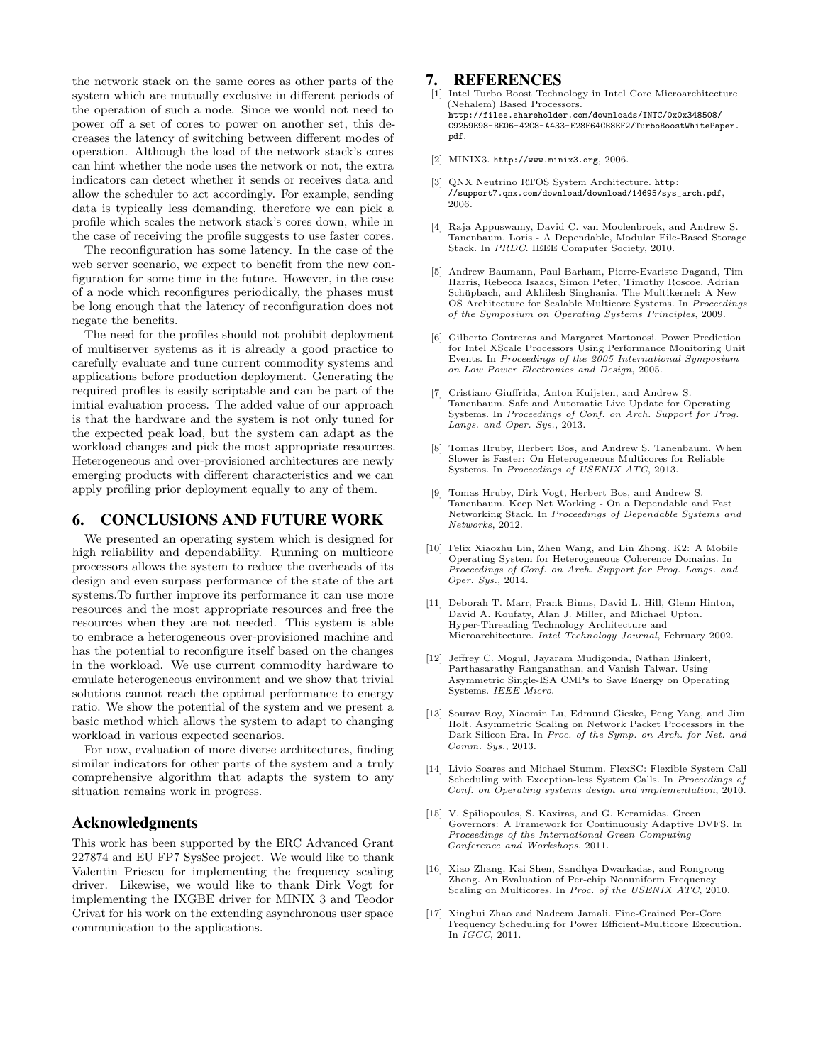the network stack on the same cores as other parts of the system which are mutually exclusive in different periods of the operation of such a node. Since we would not need to power off a set of cores to power on another set, this decreases the latency of switching between different modes of operation. Although the load of the network stack's cores can hint whether the node uses the network or not, the extra indicators can detect whether it sends or receives data and allow the scheduler to act accordingly. For example, sending data is typically less demanding, therefore we can pick a profile which scales the network stack's cores down, while in the case of receiving the profile suggests to use faster cores.

The reconfiguration has some latency. In the case of the web server scenario, we expect to benefit from the new configuration for some time in the future. However, in the case of a node which reconfigures periodically, the phases must be long enough that the latency of reconfiguration does not negate the benefits.

The need for the profiles should not prohibit deployment of multiserver systems as it is already a good practice to carefully evaluate and tune current commodity systems and applications before production deployment. Generating the required profiles is easily scriptable and can be part of the initial evaluation process. The added value of our approach is that the hardware and the system is not only tuned for the expected peak load, but the system can adapt as the workload changes and pick the most appropriate resources. Heterogeneous and over-provisioned architectures are newly emerging products with different characteristics and we can apply profiling prior deployment equally to any of them.

# 6. CONCLUSIONS AND FUTURE WORK

We presented an operating system which is designed for high reliability and dependability. Running on multicore processors allows the system to reduce the overheads of its design and even surpass performance of the state of the art systems.To further improve its performance it can use more resources and the most appropriate resources and free the resources when they are not needed. This system is able to embrace a heterogeneous over-provisioned machine and has the potential to reconfigure itself based on the changes in the workload. We use current commodity hardware to emulate heterogeneous environment and we show that trivial solutions cannot reach the optimal performance to energy ratio. We show the potential of the system and we present a basic method which allows the system to adapt to changing workload in various expected scenarios.

For now, evaluation of more diverse architectures, finding similar indicators for other parts of the system and a truly comprehensive algorithm that adapts the system to any situation remains work in progress.

## Acknowledgments

This work has been supported by the ERC Advanced Grant 227874 and EU FP7 SysSec project. We would like to thank Valentin Priescu for implementing the frequency scaling driver. Likewise, we would like to thank Dirk Vogt for implementing the IXGBE driver for MINIX 3 and Teodor Crivat for his work on the extending asynchronous user space communication to the applications.

# 7. REFERENCES

[1] Intel Turbo Boost Technology in Intel Core Microarchitecture (Nehalem) Based Processors. http://files.shareholder.com/downloads/INTC/0x0x348508/C9259E98-BE06-42C8-A433-E28F64CB8EF2/TurboBoostWhitePaper.pdf.

[2] MINIX3. http://www.minix3.org, 2006.

[3] QNX Neutrino RTOS System Architecture. http://support7.qnx.com/download/download/14695/sys_arch.pdf, 2006.

[4] Raja Appuswamy, David C. van Moolenbroek, and Andrew S. Tanenbaum. Loris - A Dependable, Modular File-Based Storage Stack. In *PRDC*. IEEE Computer Society, 2010.

[5] Andrew Baumann, Paul Barham, Pierre-Evariste Dagand, Tim Harris, Rebecca Isaacs, Simon Peter, Timothy Roscoe, Adrian Schüpbach, and Akhilesh Singhania. The Multikernel: A New OS Architecture for Scalable Multicore Systems. In *Proceedings of the Symposium on Operating Systems Principles*, 2009.

[6] Gilberto Contreras and Margaret Martonosi. Power Prediction for Intel XScale Processors Using Performance Monitoring Unit Events. In *Proceedings of the 2005 International Symposium on Low Power Electronics and Design*, 2005.

[7] Cristiano Giuffrida, Anton Kuijsten, and Andrew S. Tanenbaum. Safe and Automatic Live Update for Operating Systems. In *Proceedings of Conf. on Arch. Support for Prog. Langs. and Oper. Sys.*, 2013.

[8] Tomas Hruby, Herbert Bos, and Andrew S. Tanenbaum. When Slower is Faster: On Heterogeneous Multicores for Reliable Systems. In *Proceedings of USENIX ATC*, 2013.

[9] Tomas Hruby, Dirk Vogt, Herbert Bos, and Andrew S. Tanenbaum. Keep Net Working - On a Dependable and Fast Networking Stack. In *Proceedings of Dependable Systems and Networks*, 2012.

[10] Felix Xiaozhu Lin, Zhen Wang, and Lin Zhong. K2: A Mobile Operating System for Heterogeneous Coherence Domains. In *Proceedings of Conf. on Arch. Support for Prog. Langs. and Oper. Sys.*, 2014.

[11] Deborah T. Marr, Frank Binns, David L. Hill, Glenn Hinton, David A. Koufaty, Alan J. Miller, and Michael Upton. Hyper-Threading Technology Architecture and Microarchitecture. *Intel Technology Journal*, February 2002.

[12] Jeffrey C. Mogul, Jayaram Mudigonda, Nathan Binkert, Parthasarathy Ranganathan, and Vanish Talwar. Using Asymmetric Single-ISA CMPs to Save Energy on Operating Systems. *IEEE Micro*.

[13] Sourav Roy, Xiaomin Lu, Edmund Gieske, Peng Yang, and Jim Holt. Asymmetric Scaling on Network Packet Processors in the Dark Silicon Era. In *Proc. of the Symp. on Arch. for Net. and Comm. Sys.*, 2013.

[14] Livio Soares and Michael Stumm. FlexSC: Flexible System Call Scheduling with Exception-less System Calls. In *Proceedings of Conf. on Operating systems design and implementation*, 2010.

[15] V. Spiliopoulos, S. Kaxiras, and G. Keramidas. Green Governors: A Framework for Continuously Adaptive DVFS. In *Proceedings of the International Green Computing Conference and Workshops*, 2011.

[16] Xiao Zhang, Kai Shen, Sandhya Dwarkadas, and Rongrong Zhong. An Evaluation of Per-chip Nonuniform Frequency Scaling on Multicores. In *Proc. of the USENIX ATC*, 2010.

[17] Xinghui Zhao and Nadeem Jamali. Fine-Grained Per-Core Frequency Scheduling for Power Efficient-Multicore Execution. In *IGCC*, 2011.